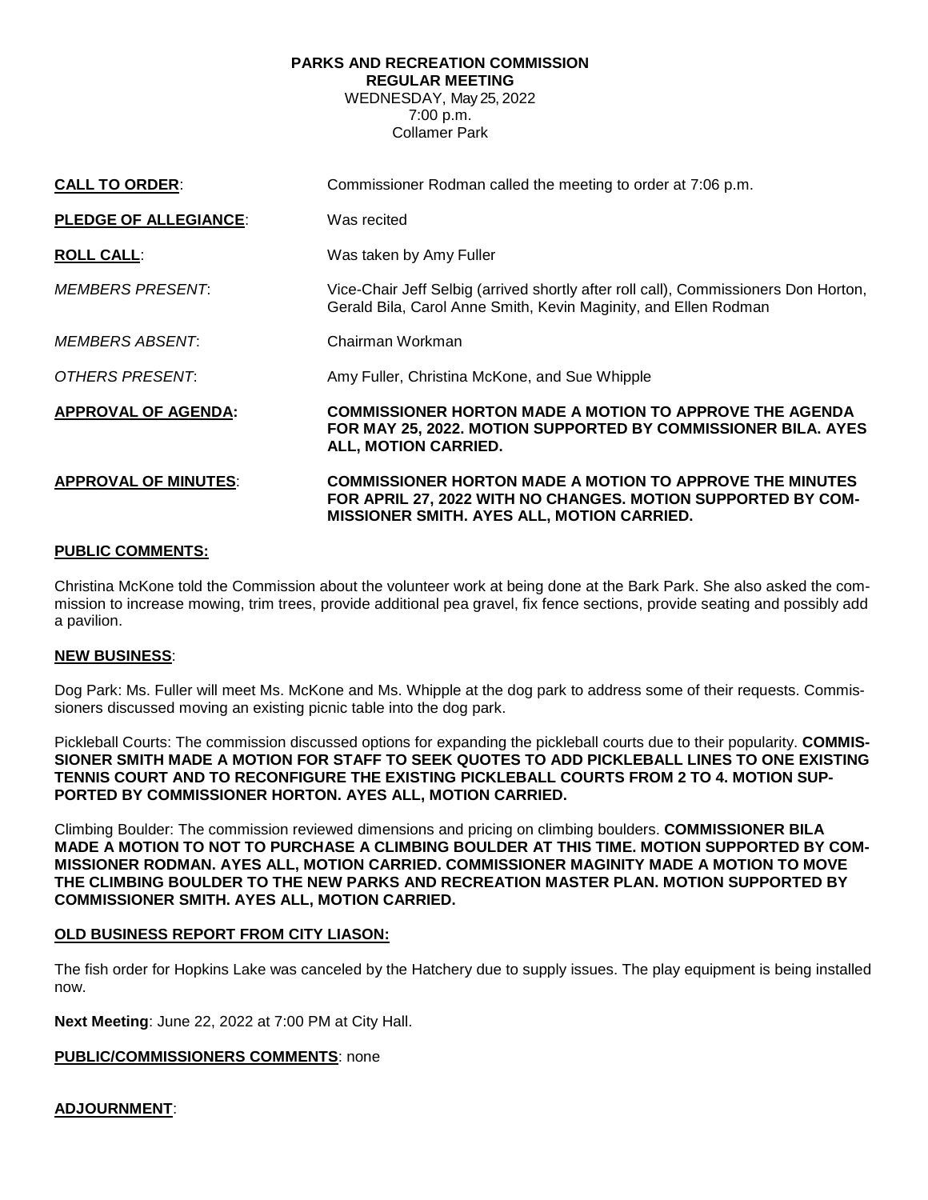**PARKS AND RECREATION COMMISSION**
**REGULAR MEETING**
WEDNESDAY, May 25, 2022
7:00 p.m.
Collamer Park

**CALL TO ORDER**: Commissioner Rodman called the meeting to order at 7:06 p.m.

**PLEDGE OF ALLEGIANCE**: Was recited

**ROLL CALL**: Was taken by Amy Fuller

*MEMBERS PRESENT*: Vice-Chair Jeff Selbig (arrived shortly after roll call), Commissioners Don Horton, Gerald Bila, Carol Anne Smith, Kevin Maginity, and Ellen Rodman

*MEMBERS ABSENT*: Chairman Workman

*OTHERS PRESENT*: Amy Fuller, Christina McKone, and Sue Whipple

**APPROVAL OF AGENDA:** **COMMISSIONER HORTON MADE A MOTION TO APPROVE THE AGENDA FOR MAY 25, 2022. MOTION SUPPORTED BY COMMISSIONER BILA. AYES ALL, MOTION CARRIED.**

**APPROVAL OF MINUTES**: **COMMISSIONER HORTON MADE A MOTION TO APPROVE THE MINUTES FOR APRIL 27, 2022 WITH NO CHANGES. MOTION SUPPORTED BY COMMISSIONER SMITH. AYES ALL, MOTION CARRIED.**

**PUBLIC COMMENTS:**

Christina McKone told the Commission about the volunteer work at being done at the Bark Park. She also asked the commission to increase mowing, trim trees, provide additional pea gravel, fix fence sections, provide seating and possibly add a pavilion.

**NEW BUSINESS**:

Dog Park: Ms. Fuller will meet Ms. McKone and Ms. Whipple at the dog park to address some of their requests. Commissioners discussed moving an existing picnic table into the dog park.

Pickleball Courts: The commission discussed options for expanding the pickleball courts due to their popularity. **COMMISSIONER SMITH MADE A MOTION FOR STAFF TO SEEK QUOTES TO ADD PICKLEBALL LINES TO ONE EXISTING TENNIS COURT AND TO RECONFIGURE THE EXISTING PICKLEBALL COURTS FROM 2 TO 4. MOTION SUPPORTED BY COMMISSIONER HORTON. AYES ALL, MOTION CARRIED.**

Climbing Boulder: The commission reviewed dimensions and pricing on climbing boulders. **COMMISSIONER BILA MADE A MOTION TO NOT TO PURCHASE A CLIMBING BOULDER AT THIS TIME. MOTION SUPPORTED BY COMMISSIONER RODMAN. AYES ALL, MOTION CARRIED. COMMISSIONER MAGINITY MADE A MOTION TO MOVE THE CLIMBING BOULDER TO THE NEW PARKS AND RECREATION MASTER PLAN. MOTION SUPPORTED BY COMMISSIONER SMITH. AYES ALL, MOTION CARRIED.**

**OLD BUSINESS REPORT FROM CITY LIASON:**

The fish order for Hopkins Lake was canceled by the Hatchery due to supply issues. The play equipment is being installed now.

**Next Meeting**: June 22, 2022 at 7:00 PM at City Hall.

**PUBLIC/COMMISSIONERS COMMENTS**: none

**ADJOURNMENT**: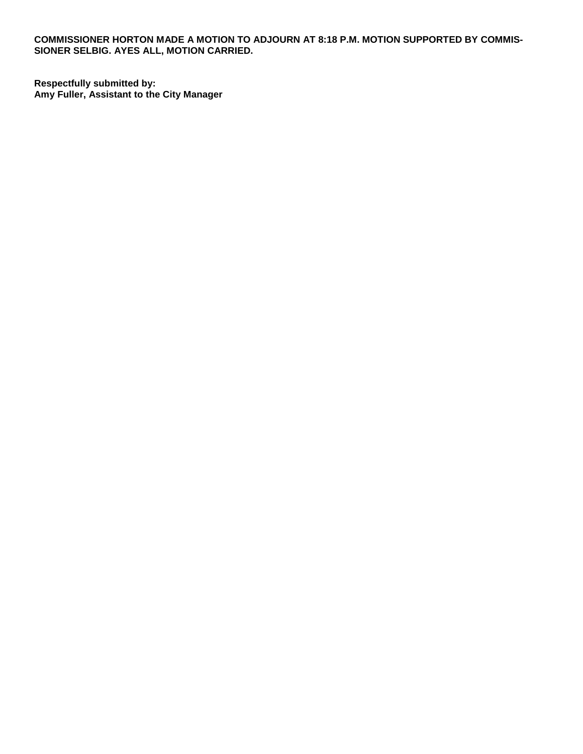**COMMISSIONER HORTON MADE A MOTION TO ADJOURN AT 8:18 P.M. MOTION SUPPORTED BY COMMISSIONER SELBIG. AYES ALL, MOTION CARRIED.**

**Respectfully submitted by:**
**Amy Fuller, Assistant to the City Manager**